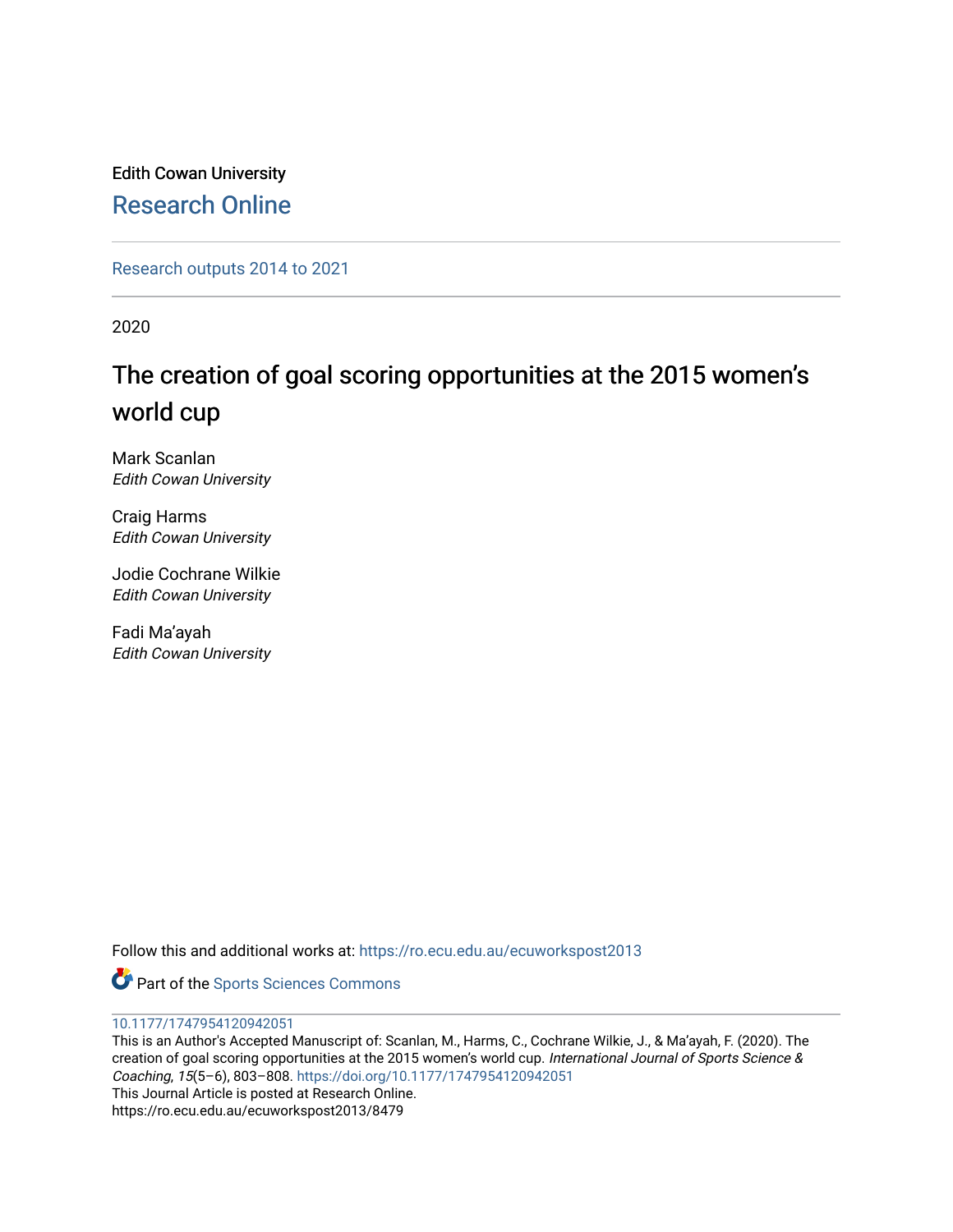Edith Cowan University

## Research Online

Research outputs 2014 to 2021

2020

# The creation of goal scoring opportunities at the 2015 women's world cup

Mark Scanlan
*Edith Cowan University*

Craig Harms
*Edith Cowan University*

Jodie Cochrane Wilkie
*Edith Cowan University*

Fadi Ma'ayah
*Edith Cowan University*

Follow this and additional works at: https://ro.ecu.edu.au/ecuworkspost2013

Part of the Sports Sciences Commons

10.1177/1747954120942051
This is an Author's Accepted Manuscript of: Scanlan, M., Harms, C., Cochrane Wilkie, J., & Ma'ayah, F. (2020). The creation of goal scoring opportunities at the 2015 women's world cup. *International Journal of Sports Science & Coaching*, *15*(5–6), 803–808. https://doi.org/10.1177/1747954120942051
This Journal Article is posted at Research Online.
https://ro.ecu.edu.au/ecuworkspost2013/8479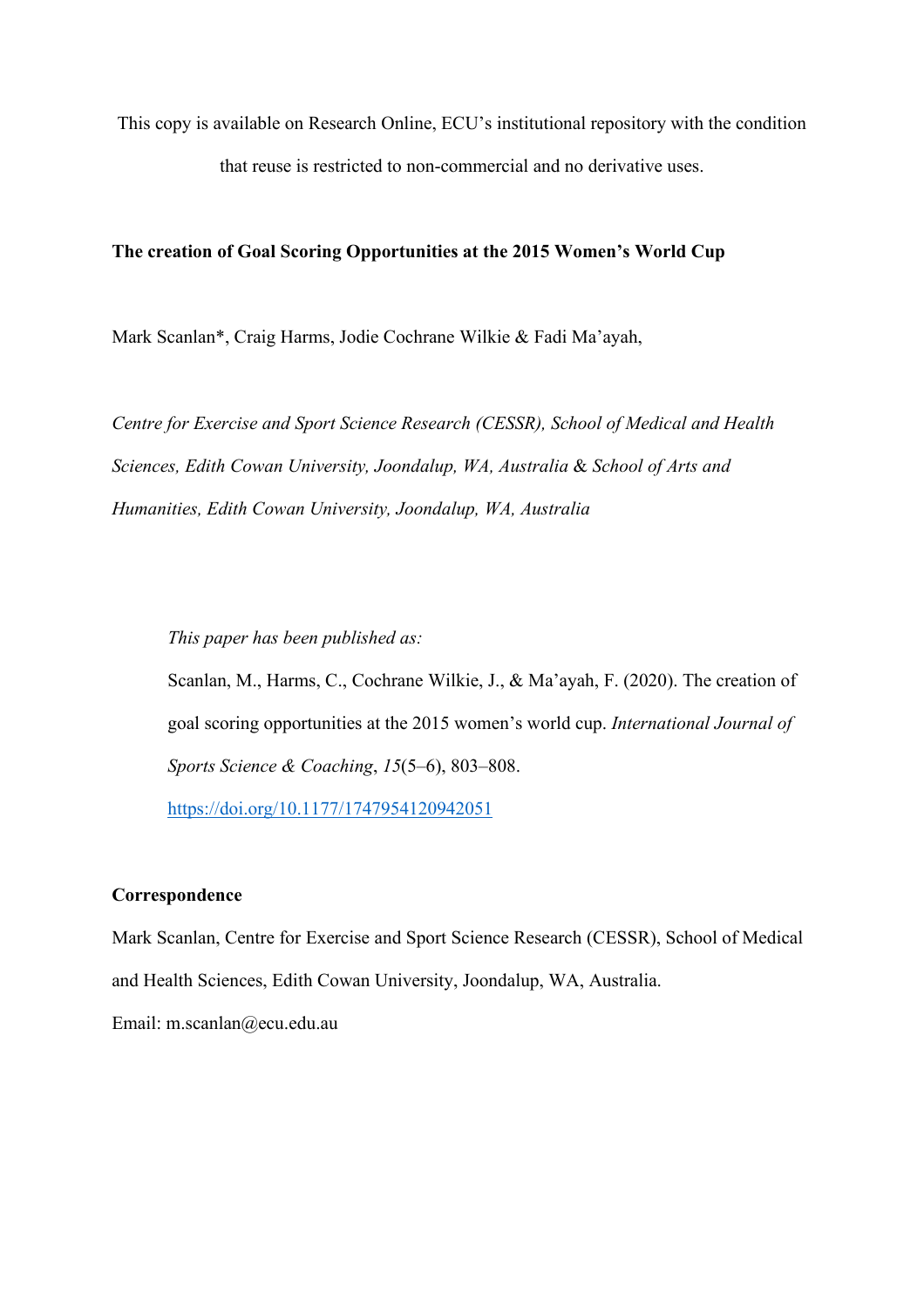This copy is available on Research Online, ECU's institutional repository with the condition that reuse is restricted to non-commercial and no derivative uses.

**The creation of Goal Scoring Opportunities at the 2015 Women's World Cup**

Mark Scanlan*, Craig Harms, Jodie Cochrane Wilkie & Fadi Ma'ayah,

*Centre for Exercise and Sport Science Research (CESSR), School of Medical and Health Sciences, Edith Cowan University, Joondalup, WA, Australia* & *School of Arts and Humanities, Edith Cowan University, Joondalup, WA, Australia*

> *This paper has been published as:*
>
> Scanlan, M., Harms, C., Cochrane Wilkie, J., & Ma'ayah, F. (2020). The creation of goal scoring opportunities at the 2015 women's world cup. *International Journal of Sports Science & Coaching*, *15*(5–6), 803–808.
>
> https://doi.org/10.1177/1747954120942051

**Correspondence**

Mark Scanlan, Centre for Exercise and Sport Science Research (CESSR), School of Medical and Health Sciences, Edith Cowan University, Joondalup, WA, Australia.

Email: m.scanlan@ecu.edu.au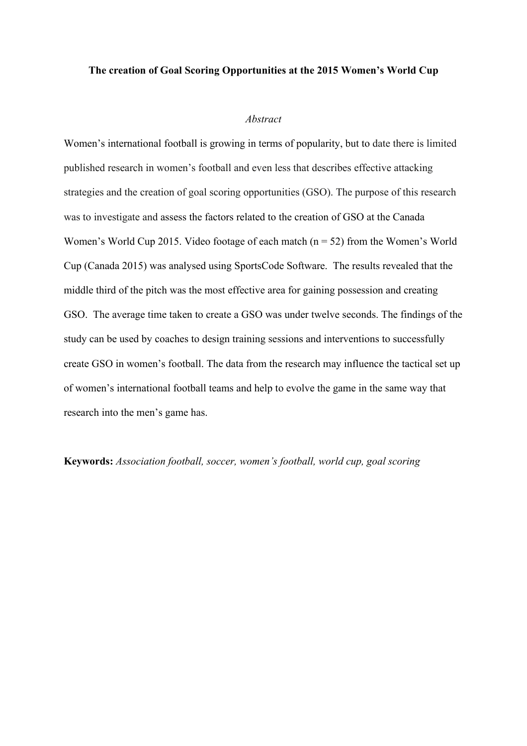# The creation of Goal Scoring Opportunities at the 2015 Women's World Cup

*Abstract*

Women's international football is growing in terms of popularity, but to date there is limited published research in women's football and even less that describes effective attacking strategies and the creation of goal scoring opportunities (GSO). The purpose of this research was to investigate and assess the factors related to the creation of GSO at the Canada Women's World Cup 2015. Video footage of each match (n = 52) from the Women's World Cup (Canada 2015) was analysed using SportsCode Software. The results revealed that the middle third of the pitch was the most effective area for gaining possession and creating GSO. The average time taken to create a GSO was under twelve seconds. The findings of the study can be used by coaches to design training sessions and interventions to successfully create GSO in women's football. The data from the research may influence the tactical set up of women's international football teams and help to evolve the game in the same way that research into the men's game has.

**Keywords:** *Association football, soccer, women's football, world cup, goal scoring*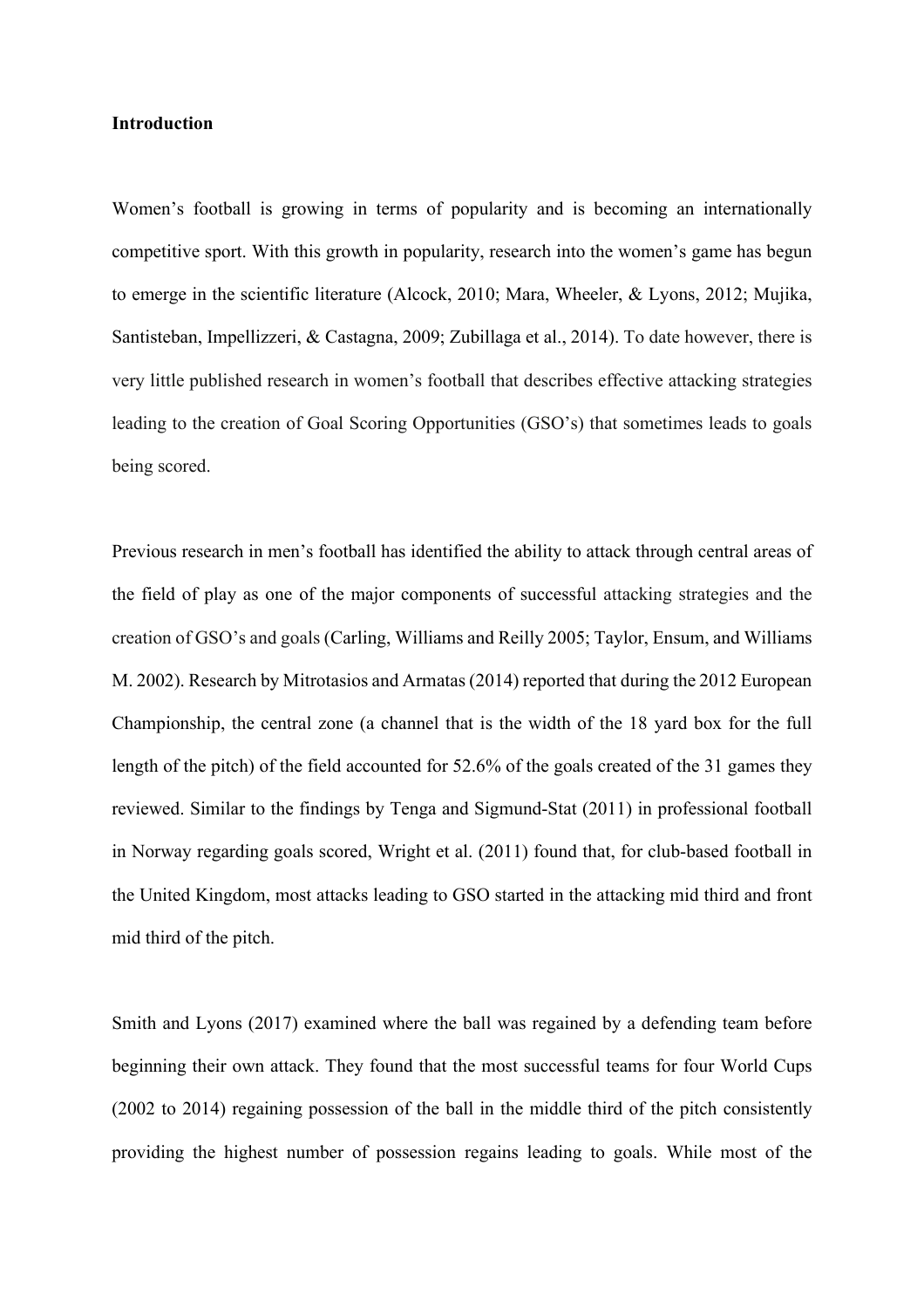**Introduction**

Women's football is growing in terms of popularity and is becoming an internationally competitive sport. With this growth in popularity, research into the women's game has begun to emerge in the scientific literature (Alcock, 2010; Mara, Wheeler, & Lyons, 2012; Mujika, Santisteban, Impellizzeri, & Castagna, 2009; Zubillaga et al., 2014). To date however, there is very little published research in women's football that describes effective attacking strategies leading to the creation of Goal Scoring Opportunities (GSO's) that sometimes leads to goals being scored.

Previous research in men's football has identified the ability to attack through central areas of the field of play as one of the major components of successful attacking strategies and the creation of GSO's and goals (Carling, Williams and Reilly 2005; Taylor, Ensum, and Williams M. 2002). Research by Mitrotasios and Armatas (2014) reported that during the 2012 European Championship, the central zone (a channel that is the width of the 18 yard box for the full length of the pitch) of the field accounted for 52.6% of the goals created of the 31 games they reviewed. Similar to the findings by Tenga and Sigmund-Stat (2011) in professional football in Norway regarding goals scored, Wright et al. (2011) found that, for club-based football in the United Kingdom, most attacks leading to GSO started in the attacking mid third and front mid third of the pitch.

Smith and Lyons (2017) examined where the ball was regained by a defending team before beginning their own attack. They found that the most successful teams for four World Cups (2002 to 2014) regaining possession of the ball in the middle third of the pitch consistently providing the highest number of possession regains leading to goals. While most of the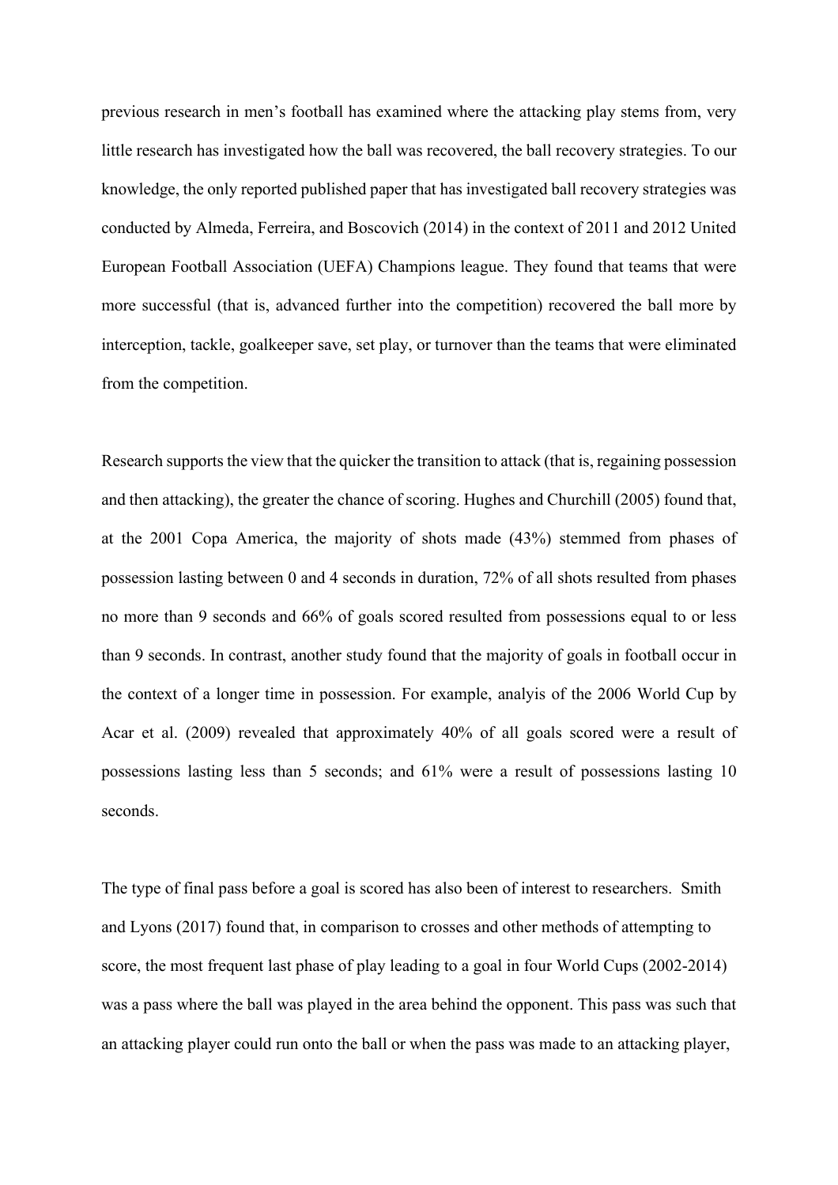previous research in men's football has examined where the attacking play stems from, very little research has investigated how the ball was recovered, the ball recovery strategies. To our knowledge, the only reported published paper that has investigated ball recovery strategies was conducted by Almeda, Ferreira, and Boscovich (2014) in the context of 2011 and 2012 United European Football Association (UEFA) Champions league. They found that teams that were more successful (that is, advanced further into the competition) recovered the ball more by interception, tackle, goalkeeper save, set play, or turnover than the teams that were eliminated from the competition.

Research supports the view that the quicker the transition to attack (that is, regaining possession and then attacking), the greater the chance of scoring. Hughes and Churchill (2005) found that, at the 2001 Copa America, the majority of shots made (43%) stemmed from phases of possession lasting between 0 and 4 seconds in duration, 72% of all shots resulted from phases no more than 9 seconds and 66% of goals scored resulted from possessions equal to or less than 9 seconds. In contrast, another study found that the majority of goals in football occur in the context of a longer time in possession. For example, analyis of the 2006 World Cup by Acar et al. (2009) revealed that approximately 40% of all goals scored were a result of possessions lasting less than 5 seconds; and 61% were a result of possessions lasting 10 seconds.

The type of final pass before a goal is scored has also been of interest to researchers. Smith and Lyons (2017) found that, in comparison to crosses and other methods of attempting to score, the most frequent last phase of play leading to a goal in four World Cups (2002-2014) was a pass where the ball was played in the area behind the opponent. This pass was such that an attacking player could run onto the ball or when the pass was made to an attacking player,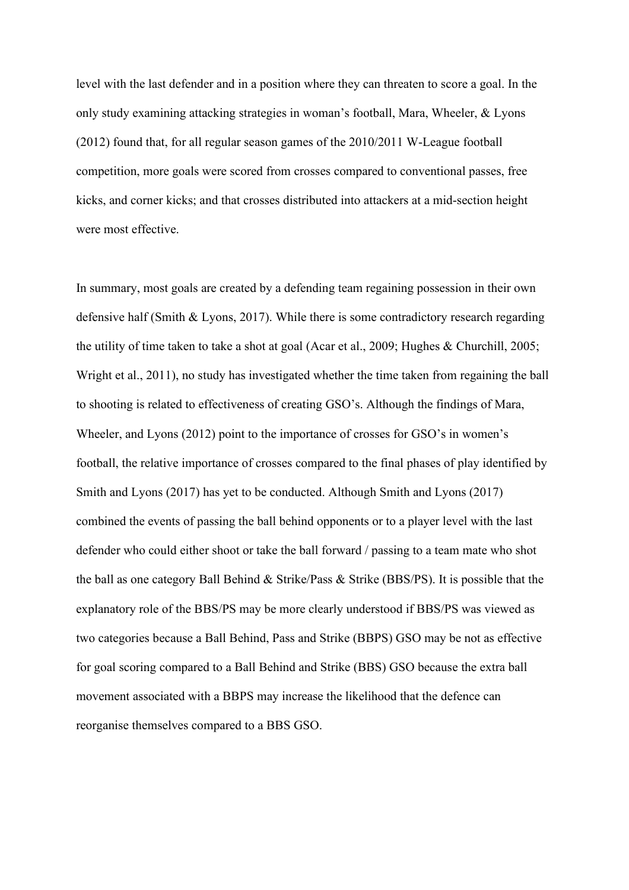level with the last defender and in a position where they can threaten to score a goal. In the only study examining attacking strategies in woman's football, Mara, Wheeler, & Lyons (2012) found that, for all regular season games of the 2010/2011 W-League football competition, more goals were scored from crosses compared to conventional passes, free kicks, and corner kicks; and that crosses distributed into attackers at a mid-section height were most effective.

In summary, most goals are created by a defending team regaining possession in their own defensive half (Smith & Lyons, 2017). While there is some contradictory research regarding the utility of time taken to take a shot at goal (Acar et al., 2009; Hughes & Churchill, 2005; Wright et al., 2011), no study has investigated whether the time taken from regaining the ball to shooting is related to effectiveness of creating GSO's. Although the findings of Mara, Wheeler, and Lyons (2012) point to the importance of crosses for GSO's in women's football, the relative importance of crosses compared to the final phases of play identified by Smith and Lyons (2017) has yet to be conducted. Although Smith and Lyons (2017) combined the events of passing the ball behind opponents or to a player level with the last defender who could either shoot or take the ball forward / passing to a team mate who shot the ball as one category Ball Behind & Strike/Pass & Strike (BBS/PS). It is possible that the explanatory role of the BBS/PS may be more clearly understood if BBS/PS was viewed as two categories because a Ball Behind, Pass and Strike (BBPS) GSO may be not as effective for goal scoring compared to a Ball Behind and Strike (BBS) GSO because the extra ball movement associated with a BBPS may increase the likelihood that the defence can reorganise themselves compared to a BBS GSO.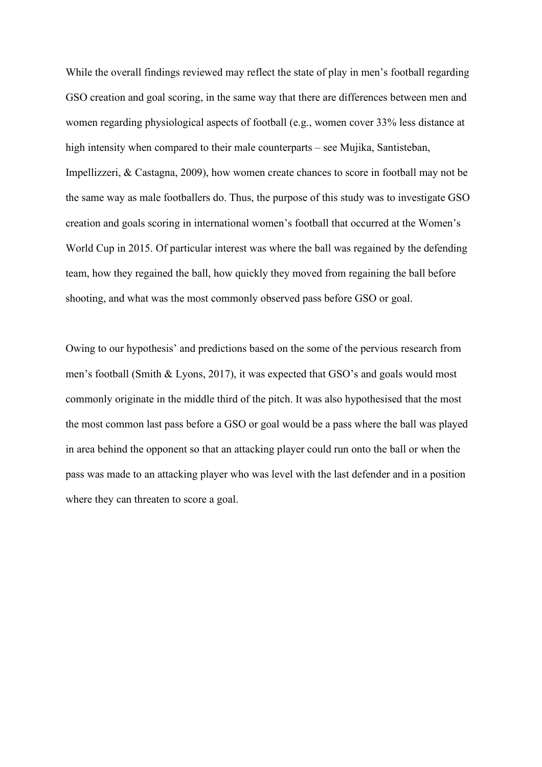While the overall findings reviewed may reflect the state of play in men's football regarding GSO creation and goal scoring, in the same way that there are differences between men and women regarding physiological aspects of football (e.g., women cover 33% less distance at high intensity when compared to their male counterparts – see Mujika, Santisteban, Impellizzeri, & Castagna, 2009), how women create chances to score in football may not be the same way as male footballers do. Thus, the purpose of this study was to investigate GSO creation and goals scoring in international women's football that occurred at the Women's World Cup in 2015. Of particular interest was where the ball was regained by the defending team, how they regained the ball, how quickly they moved from regaining the ball before shooting, and what was the most commonly observed pass before GSO or goal.

Owing to our hypothesis' and predictions based on the some of the pervious research from men's football (Smith & Lyons, 2017), it was expected that GSO's and goals would most commonly originate in the middle third of the pitch. It was also hypothesised that the most the most common last pass before a GSO or goal would be a pass where the ball was played in area behind the opponent so that an attacking player could run onto the ball or when the pass was made to an attacking player who was level with the last defender and in a position where they can threaten to score a goal.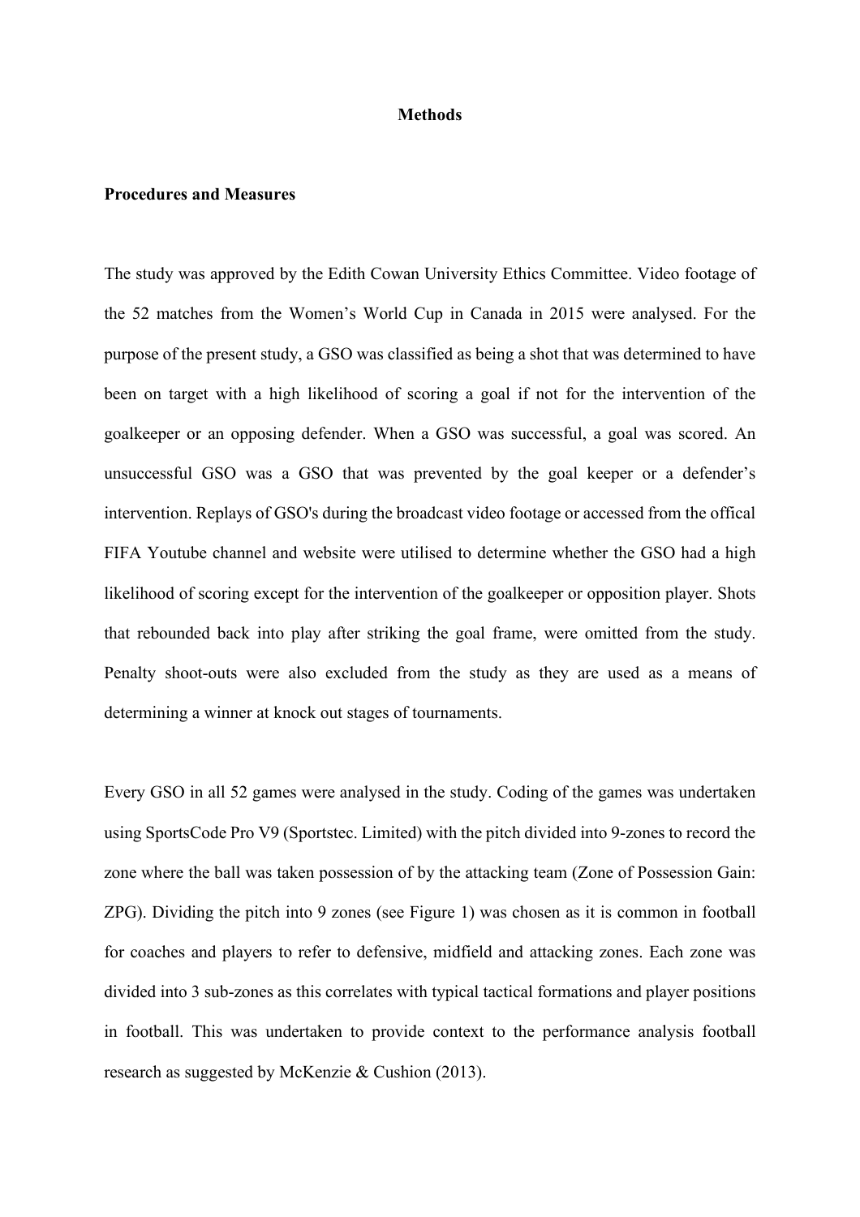**Methods**

**Procedures and Measures**

The study was approved by the Edith Cowan University Ethics Committee. Video footage of the 52 matches from the Women's World Cup in Canada in 2015 were analysed. For the purpose of the present study, a GSO was classified as being a shot that was determined to have been on target with a high likelihood of scoring a goal if not for the intervention of the goalkeeper or an opposing defender. When a GSO was successful, a goal was scored. An unsuccessful GSO was a GSO that was prevented by the goal keeper or a defender's intervention. Replays of GSO's during the broadcast video footage or accessed from the offical FIFA Youtube channel and website were utilised to determine whether the GSO had a high likelihood of scoring except for the intervention of the goalkeeper or opposition player. Shots that rebounded back into play after striking the goal frame, were omitted from the study. Penalty shoot-outs were also excluded from the study as they are used as a means of determining a winner at knock out stages of tournaments.

Every GSO in all 52 games were analysed in the study. Coding of the games was undertaken using SportsCode Pro V9 (Sportstec. Limited) with the pitch divided into 9-zones to record the zone where the ball was taken possession of by the attacking team (Zone of Possession Gain: ZPG). Dividing the pitch into 9 zones (see Figure 1) was chosen as it is common in football for coaches and players to refer to defensive, midfield and attacking zones. Each zone was divided into 3 sub-zones as this correlates with typical tactical formations and player positions in football. This was undertaken to provide context to the performance analysis football research as suggested by McKenzie & Cushion (2013).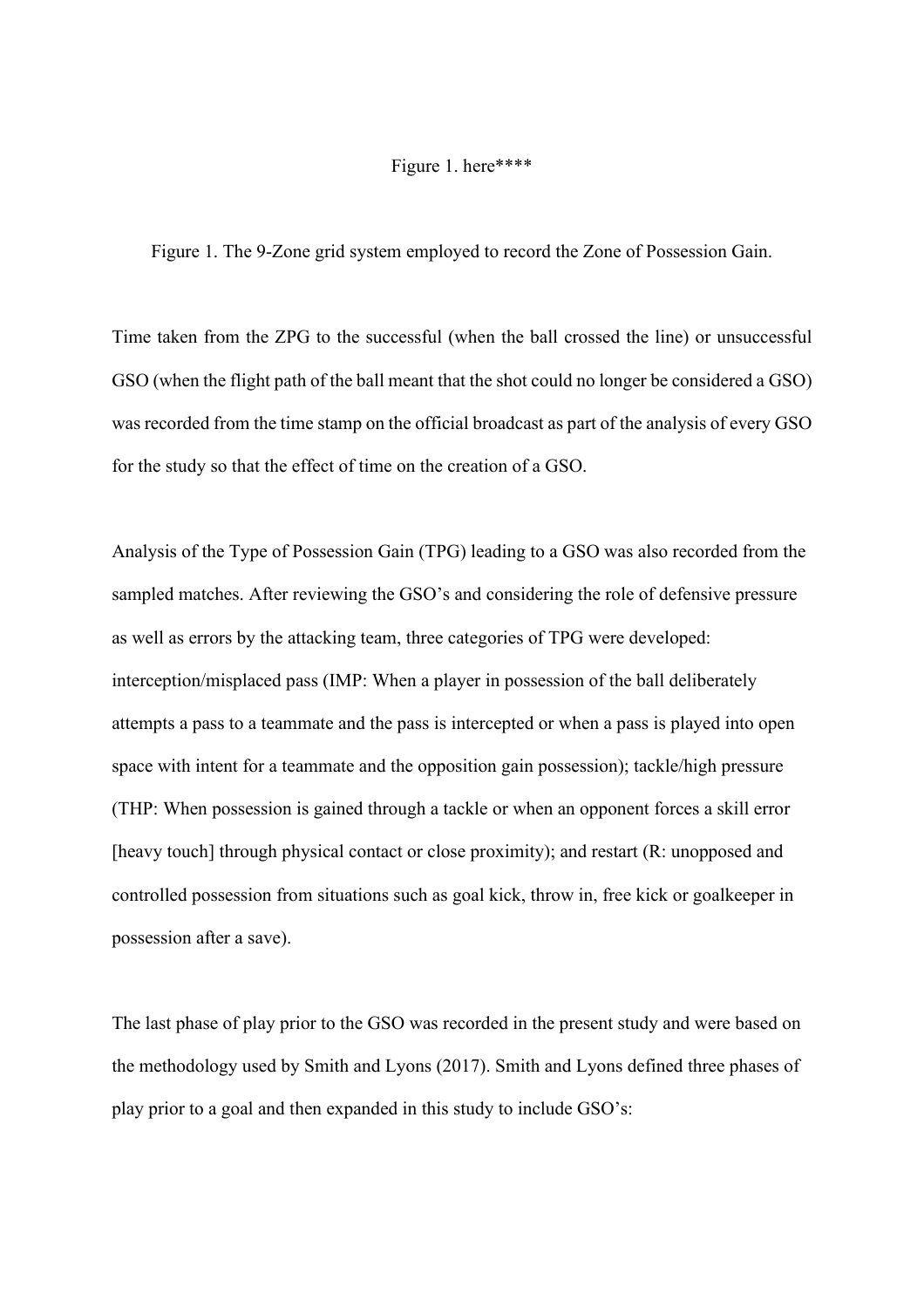Figure 1. here****

Figure 1. The 9-Zone grid system employed to record the Zone of Possession Gain.

Time taken from the ZPG to the successful (when the ball crossed the line) or unsuccessful GSO (when the flight path of the ball meant that the shot could no longer be considered a GSO) was recorded from the time stamp on the official broadcast as part of the analysis of every GSO for the study so that the effect of time on the creation of a GSO.

Analysis of the Type of Possession Gain (TPG) leading to a GSO was also recorded from the sampled matches. After reviewing the GSO's and considering the role of defensive pressure as well as errors by the attacking team, three categories of TPG were developed: interception/misplaced pass (IMP: When a player in possession of the ball deliberately attempts a pass to a teammate and the pass is intercepted or when a pass is played into open space with intent for a teammate and the opposition gain possession); tackle/high pressure (THP: When possession is gained through a tackle or when an opponent forces a skill error [heavy touch] through physical contact or close proximity); and restart (R: unopposed and controlled possession from situations such as goal kick, throw in, free kick or goalkeeper in possession after a save).

The last phase of play prior to the GSO was recorded in the present study and were based on the methodology used by Smith and Lyons (2017). Smith and Lyons defined three phases of play prior to a goal and then expanded in this study to include GSO's: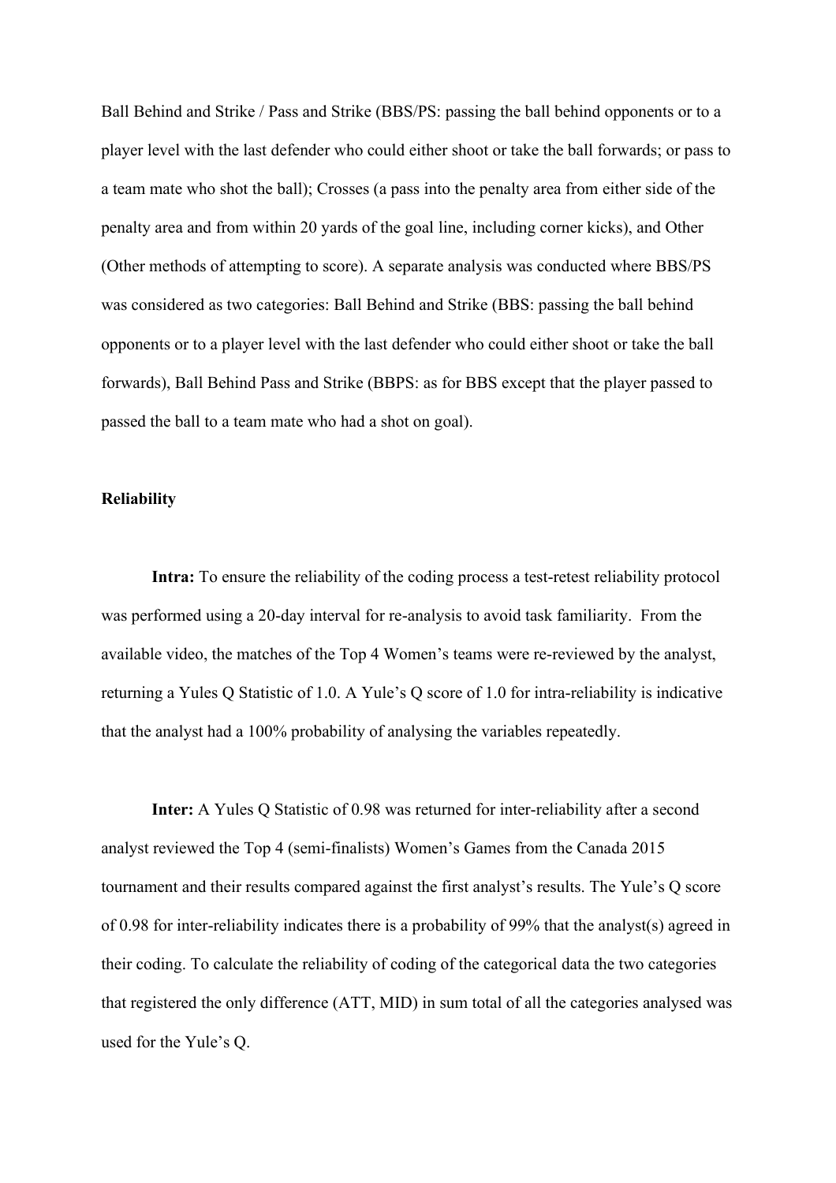Ball Behind and Strike / Pass and Strike (BBS/PS: passing the ball behind opponents or to a player level with the last defender who could either shoot or take the ball forwards; or pass to a team mate who shot the ball); Crosses (a pass into the penalty area from either side of the penalty area and from within 20 yards of the goal line, including corner kicks), and Other (Other methods of attempting to score). A separate analysis was conducted where BBS/PS was considered as two categories: Ball Behind and Strike (BBS: passing the ball behind opponents or to a player level with the last defender who could either shoot or take the ball forwards), Ball Behind Pass and Strike (BBPS: as for BBS except that the player passed to passed the ball to a team mate who had a shot on goal).

**Reliability**

**Intra:** To ensure the reliability of the coding process a test-retest reliability protocol was performed using a 20-day interval for re-analysis to avoid task familiarity. From the available video, the matches of the Top 4 Women's teams were re-reviewed by the analyst, returning a Yules Q Statistic of 1.0. A Yule's Q score of 1.0 for intra-reliability is indicative that the analyst had a 100% probability of analysing the variables repeatedly.

**Inter:** A Yules Q Statistic of 0.98 was returned for inter-reliability after a second analyst reviewed the Top 4 (semi-finalists) Women's Games from the Canada 2015 tournament and their results compared against the first analyst's results. The Yule's Q score of 0.98 for inter-reliability indicates there is a probability of 99% that the analyst(s) agreed in their coding. To calculate the reliability of coding of the categorical data the two categories that registered the only difference (ATT, MID) in sum total of all the categories analysed was used for the Yule's Q.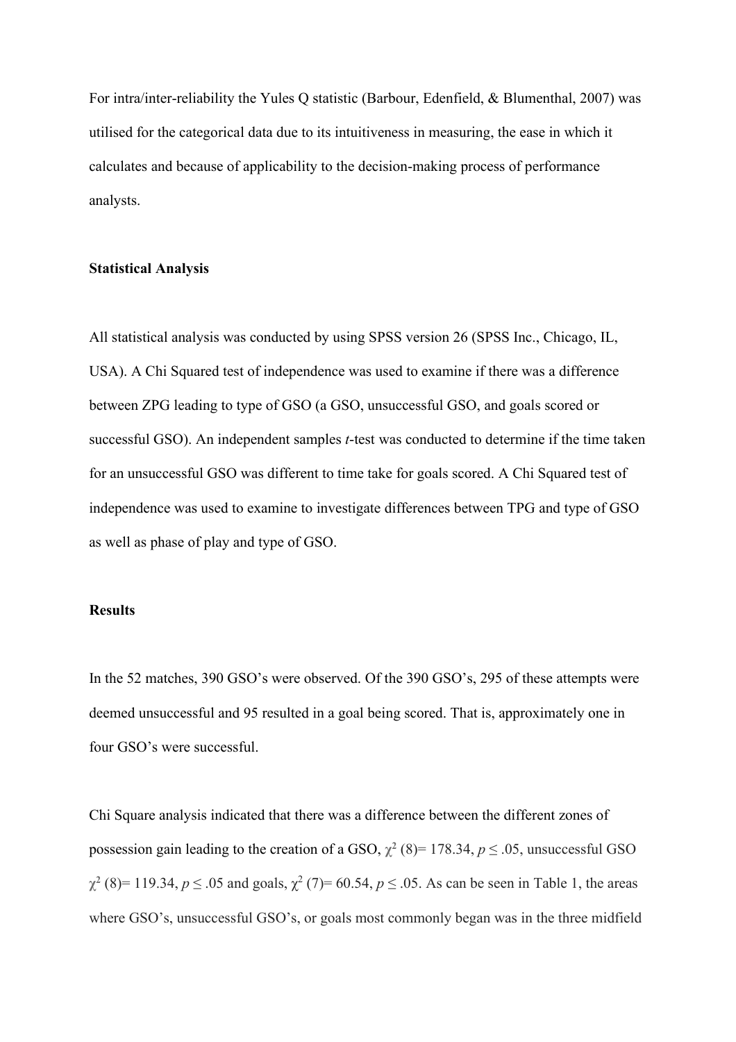For intra/inter-reliability the Yules Q statistic (Barbour, Edenfield, & Blumenthal, 2007) was utilised for the categorical data due to its intuitiveness in measuring, the ease in which it calculates and because of applicability to the decision-making process of performance analysts.

**Statistical Analysis**

All statistical analysis was conducted by using SPSS version 26 (SPSS Inc., Chicago, IL, USA). A Chi Squared test of independence was used to examine if there was a difference between ZPG leading to type of GSO (a GSO, unsuccessful GSO, and goals scored or successful GSO). An independent samples *t*-test was conducted to determine if the time taken for an unsuccessful GSO was different to time take for goals scored. A Chi Squared test of independence was used to examine to investigate differences between TPG and type of GSO as well as phase of play and type of GSO.

**Results**

In the 52 matches, 390 GSO's were observed. Of the 390 GSO's, 295 of these attempts were deemed unsuccessful and 95 resulted in a goal being scored. That is, approximately one in four GSO's were successful.

Chi Square analysis indicated that there was a difference between the different zones of possession gain leading to the creation of a GSO, $\chi^2$ (8)= 178.34, $p \leq .05$, unsuccessful GSO $\chi^2$ (8)= 119.34, $p \leq .05$ and goals, $\chi^2$ (7)= 60.54, $p \leq .05$. As can be seen in Table 1, the areas where GSO's, unsuccessful GSO's, or goals most commonly began was in the three midfield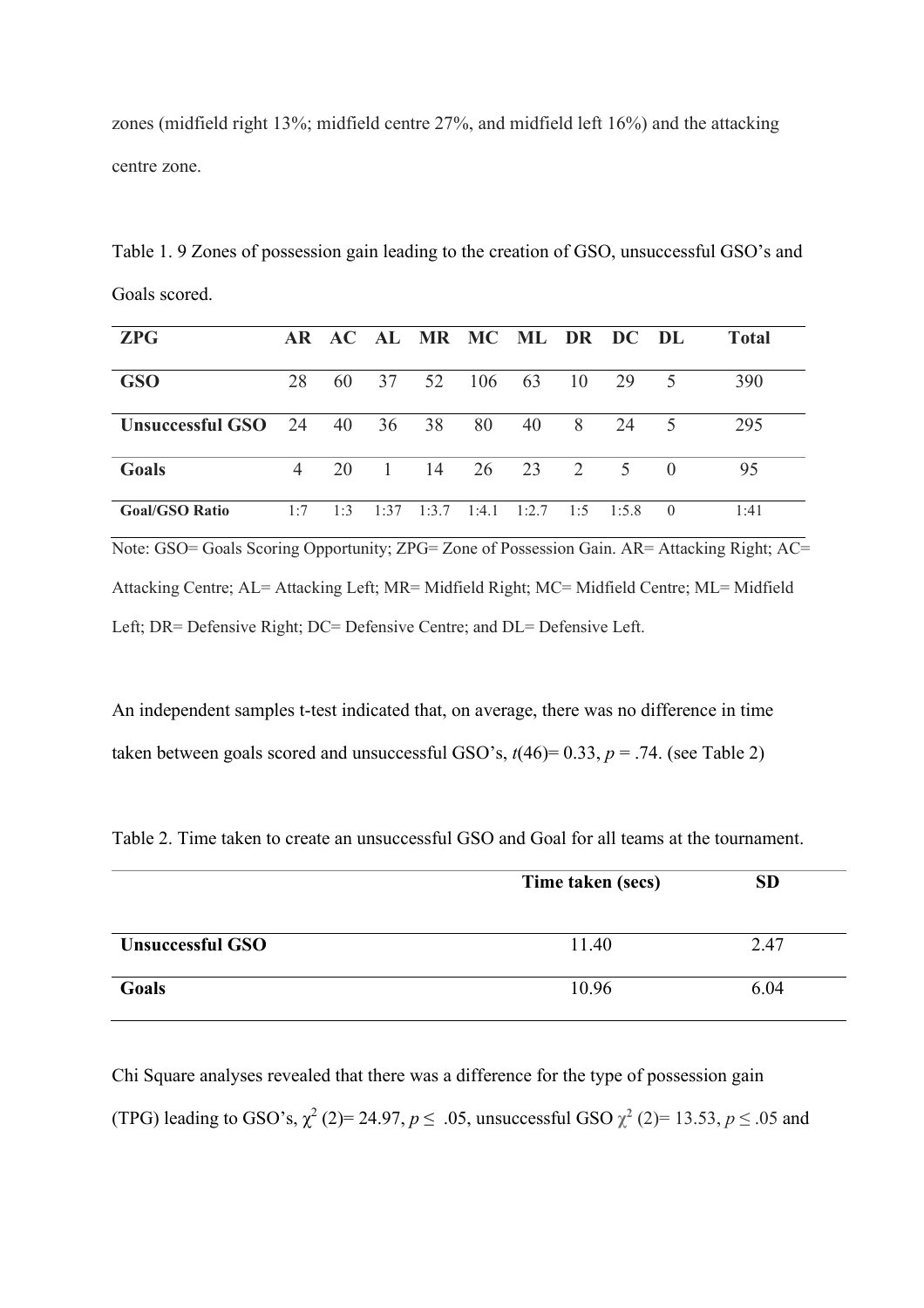zones (midfield right 13%; midfield centre 27%, and midfield left 16%) and the attacking centre zone.

Table 1. 9 Zones of possession gain leading to the creation of GSO, unsuccessful GSO's and Goals scored.

| ZPG | AR | AC | AL | MR | MC | ML | DR | DC | DL | Total |
|---|---|---|---|---|---|---|---|---|---|---|
| GSO | 28 | 60 | 37 | 52 | 106 | 63 | 10 | 29 | 5 | 390 |
| Unsuccessful GSO | 24 | 40 | 36 | 38 | 80 | 40 | 8 | 24 | 5 | 295 |
| Goals | 4 | 20 | 1 | 14 | 26 | 23 | 2 | 5 | 0 | 95 |
| Goal/GSO Ratio | 1:7 | 1:3 | 1:37 | 1:3.7 | 1:4.1 | 1:2.7 | 1:5 | 1:5.8 | 0 | 1:41 |

Note: GSO= Goals Scoring Opportunity; ZPG= Zone of Possession Gain. AR= Attacking Right; AC= Attacking Centre; AL= Attacking Left; MR= Midfield Right; MC= Midfield Centre; ML= Midfield Left; DR= Defensive Right; DC= Defensive Centre; and DL= Defensive Left.

An independent samples t-test indicated that, on average, there was no difference in time taken between goals scored and unsuccessful GSO's, $t(46)= 0.33$, $p = .74$. (see Table 2)

Table 2. Time taken to create an unsuccessful GSO and Goal for all teams at the tournament.

| | Time taken (secs) | SD |
|---|---|---|
| Unsuccessful GSO | 11.40 | 2.47 |
| Goals | 10.96 | 6.04 |

Chi Square analyses revealed that there was a difference for the type of possession gain (TPG) leading to GSO's, $\chi^2$ (2)= 24.97, $p \leq .05$, unsuccessful GSO $\chi^2$ (2)= 13.53, $p \leq .05$ and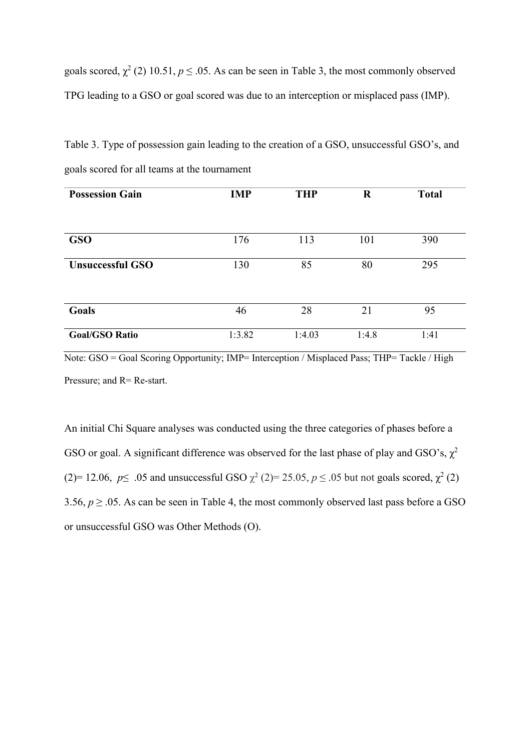goals scored, $\chi^2$ (2) 10.51, $p \leq .05$. As can be seen in Table 3, the most commonly observed TPG leading to a GSO or goal scored was due to an interception or misplaced pass (IMP).

Table 3. Type of possession gain leading to the creation of a GSO, unsuccessful GSO's, and goals scored for all teams at the tournament

| Possession Gain | IMP | THP | R | Total |
|---|---|---|---|---|
| **GSO** | 176 | 113 | 101 | 390 |
| **Unsuccessful GSO** | 130 | 85 | 80 | 295 |
| **Goals** | 46 | 28 | 21 | 95 |
| **Goal/GSO Ratio** | 1:3.82 | 1:4.03 | 1:4.8 | 1:41 |

Note: GSO = Goal Scoring Opportunity; IMP= Interception / Misplaced Pass; THP= Tackle / High Pressure; and R= Re-start.

An initial Chi Square analyses was conducted using the three categories of phases before a GSO or goal. A significant difference was observed for the last phase of play and GSO's, $\chi^2$ (2)= 12.06, $p \leq .05$ and unsuccessful GSO $\chi^2$ (2)= 25.05, $p \leq .05$ but not goals scored, $\chi^2$ (2) 3.56, $p \geq .05$. As can be seen in Table 4, the most commonly observed last pass before a GSO or unsuccessful GSO was Other Methods (O).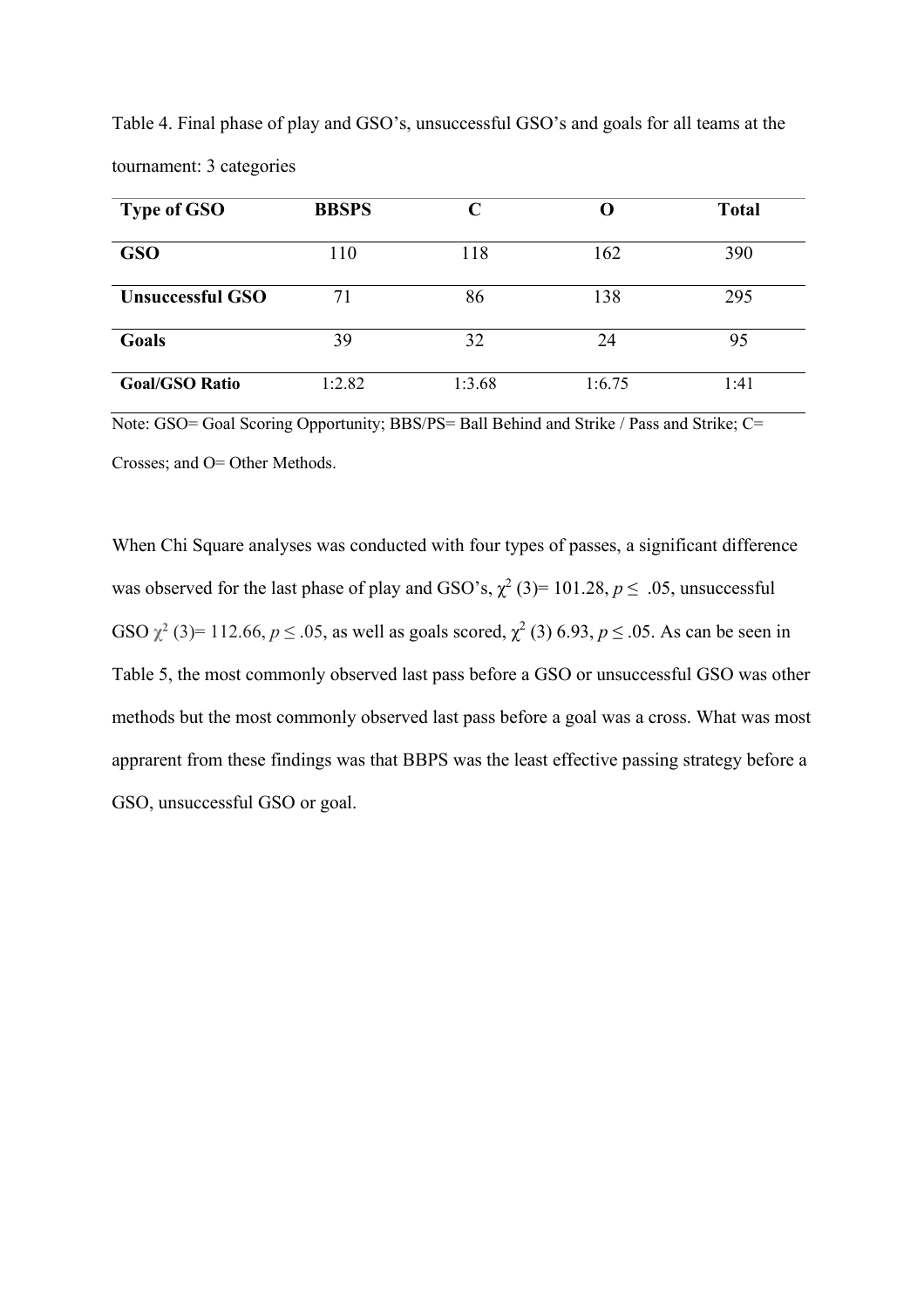Table 4. Final phase of play and GSO's, unsuccessful GSO's and goals for all teams at the tournament: 3 categories

| Type of GSO | BBSPS | C | O | Total |
|---|---|---|---|---|
| **GSO** | 110 | 118 | 162 | 390 |
| **Unsuccessful GSO** | 71 | 86 | 138 | 295 |
| **Goals** | 39 | 32 | 24 | 95 |
| **Goal/GSO Ratio** | 1:2.82 | 1:3.68 | 1:6.75 | 1:41 |

Note: GSO= Goal Scoring Opportunity; BBS/PS= Ball Behind and Strike / Pass and Strike; C= Crosses; and O= Other Methods.

When Chi Square analyses was conducted with four types of passes, a significant difference was observed for the last phase of play and GSO's, $\chi^2$ (3)= 101.28, $p \leq .05$, unsuccessful GSO $\chi^2$ (3)= 112.66, $p \leq .05$, as well as goals scored, $\chi^2$ (3) 6.93, $p \leq .05$. As can be seen in Table 5, the most commonly observed last pass before a GSO or unsuccessful GSO was other methods but the most commonly observed last pass before a goal was a cross. What was most apprarent from these findings was that BBPS was the least effective passing strategy before a GSO, unsuccessful GSO or goal.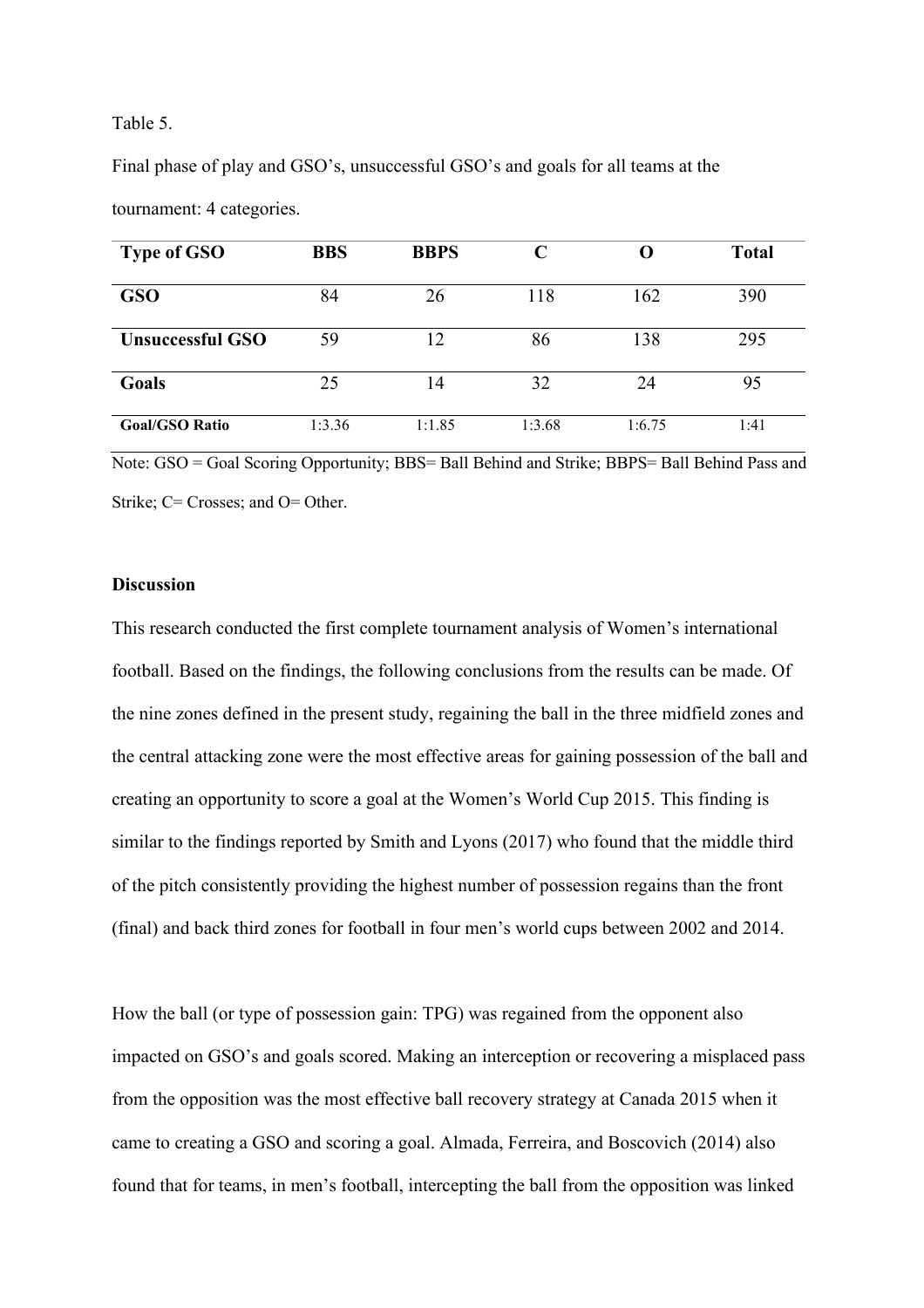Table 5.

Final phase of play and GSO's, unsuccessful GSO's and goals for all teams at the tournament: 4 categories.

| Type of GSO | BBS | BBPS | C | O | Total |
|---|---|---|---|---|---|
| **GSO** | 84 | 26 | 118 | 162 | 390 |
| **Unsuccessful GSO** | 59 | 12 | 86 | 138 | 295 |
| **Goals** | 25 | 14 | 32 | 24 | 95 |
| **Goal/GSO Ratio** | 1:3.36 | 1:1.85 | 1:3.68 | 1:6.75 | 1:41 |

Note: GSO = Goal Scoring Opportunity; BBS= Ball Behind and Strike; BBPS= Ball Behind Pass and Strike; C= Crosses; and O= Other.

**Discussion**

This research conducted the first complete tournament analysis of Women's international football. Based on the findings, the following conclusions from the results can be made. Of the nine zones defined in the present study, regaining the ball in the three midfield zones and the central attacking zone were the most effective areas for gaining possession of the ball and creating an opportunity to score a goal at the Women's World Cup 2015. This finding is similar to the findings reported by Smith and Lyons (2017) who found that the middle third of the pitch consistently providing the highest number of possession regains than the front (final) and back third zones for football in four men's world cups between 2002 and 2014.

How the ball (or type of possession gain: TPG) was regained from the opponent also impacted on GSO's and goals scored. Making an interception or recovering a misplaced pass from the opposition was the most effective ball recovery strategy at Canada 2015 when it came to creating a GSO and scoring a goal. Almada, Ferreira, and Boscovich (2014) also found that for teams, in men's football, intercepting the ball from the opposition was linked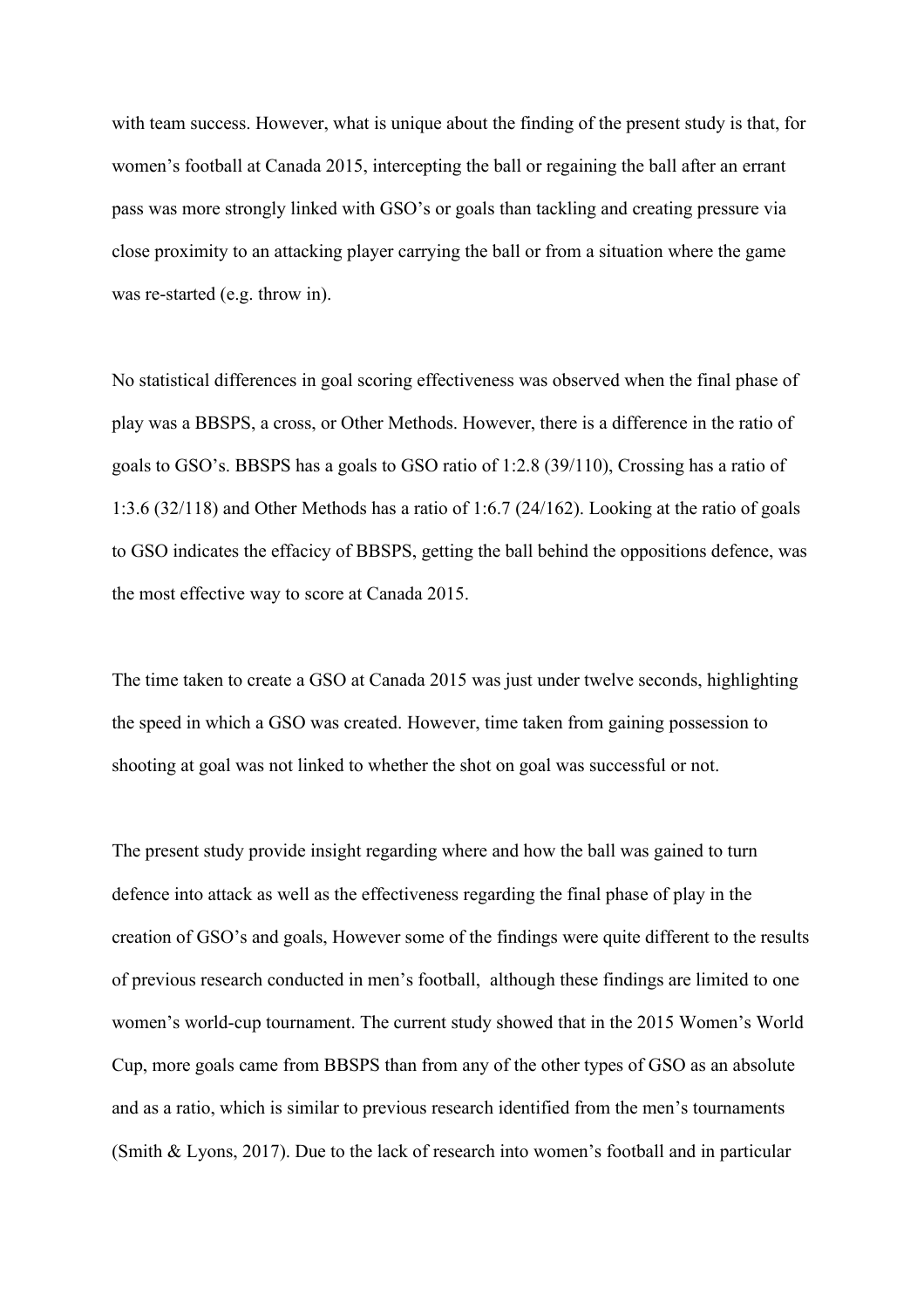with team success. However, what is unique about the finding of the present study is that, for women's football at Canada 2015, intercepting the ball or regaining the ball after an errant pass was more strongly linked with GSO's or goals than tackling and creating pressure via close proximity to an attacking player carrying the ball or from a situation where the game was re-started (e.g. throw in).

No statistical differences in goal scoring effectiveness was observed when the final phase of play was a BBSPS, a cross, or Other Methods. However, there is a difference in the ratio of goals to GSO's. BBSPS has a goals to GSO ratio of 1:2.8 (39/110), Crossing has a ratio of 1:3.6 (32/118) and Other Methods has a ratio of 1:6.7 (24/162). Looking at the ratio of goals to GSO indicates the effacicy of BBSPS, getting the ball behind the oppositions defence, was the most effective way to score at Canada 2015.

The time taken to create a GSO at Canada 2015 was just under twelve seconds, highlighting the speed in which a GSO was created. However, time taken from gaining possession to shooting at goal was not linked to whether the shot on goal was successful or not.

The present study provide insight regarding where and how the ball was gained to turn defence into attack as well as the effectiveness regarding the final phase of play in the creation of GSO's and goals, However some of the findings were quite different to the results of previous research conducted in men's football, although these findings are limited to one women's world-cup tournament. The current study showed that in the 2015 Women's World Cup, more goals came from BBSPS than from any of the other types of GSO as an absolute and as a ratio, which is similar to previous research identified from the men's tournaments (Smith & Lyons, 2017). Due to the lack of research into women's football and in particular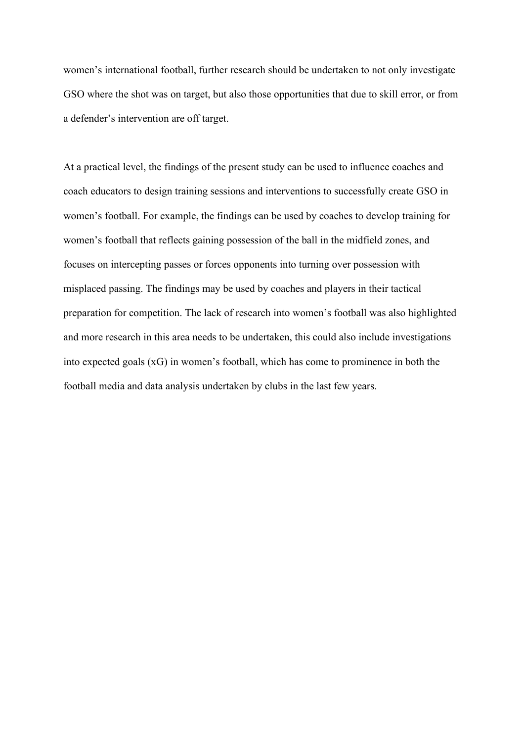women's international football, further research should be undertaken to not only investigate GSO where the shot was on target, but also those opportunities that due to skill error, or from a defender's intervention are off target.

At a practical level, the findings of the present study can be used to influence coaches and coach educators to design training sessions and interventions to successfully create GSO in women's football. For example, the findings can be used by coaches to develop training for women's football that reflects gaining possession of the ball in the midfield zones, and focuses on intercepting passes or forces opponents into turning over possession with misplaced passing. The findings may be used by coaches and players in their tactical preparation for competition. The lack of research into women's football was also highlighted and more research in this area needs to be undertaken, this could also include investigations into expected goals (xG) in women's football, which has come to prominence in both the football media and data analysis undertaken by clubs in the last few years.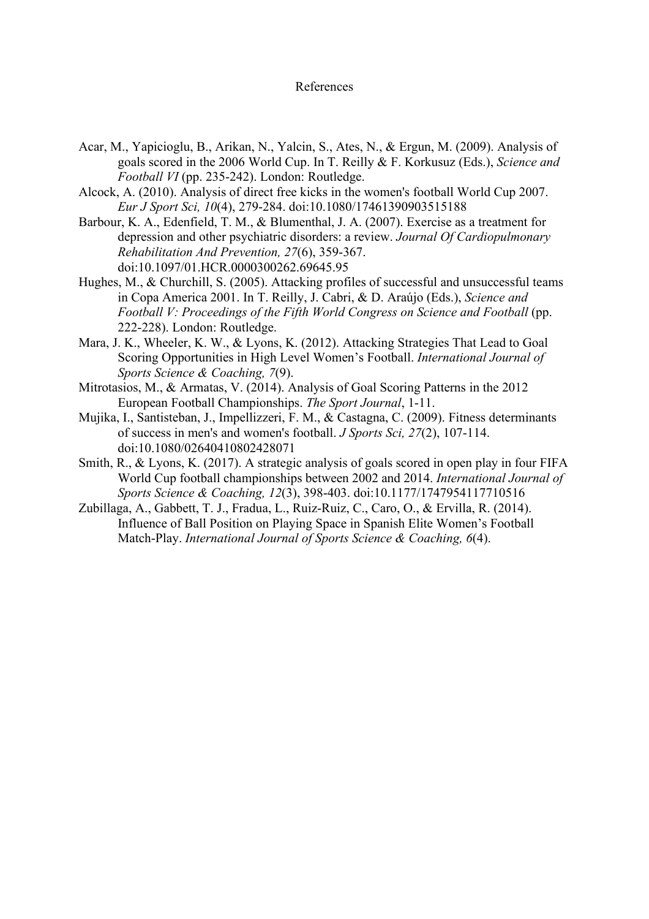# References

Acar, M., Yapicioglu, B., Arikan, N., Yalcin, S., Ates, N., & Ergun, M. (2009). Analysis of goals scored in the 2006 World Cup. In T. Reilly & F. Korkusuz (Eds.), *Science and Football VI* (pp. 235-242). London: Routledge.

Alcock, A. (2010). Analysis of direct free kicks in the women's football World Cup 2007. *Eur J Sport Sci, 10*(4), 279-284. doi:10.1080/17461390903515188

Barbour, K. A., Edenfield, T. M., & Blumenthal, J. A. (2007). Exercise as a treatment for depression and other psychiatric disorders: a review. *Journal Of Cardiopulmonary Rehabilitation And Prevention, 27*(6), 359-367. doi:10.1097/01.HCR.0000300262.69645.95

Hughes, M., & Churchill, S. (2005). Attacking profiles of successful and unsuccessful teams in Copa America 2001. In T. Reilly, J. Cabri, & D. Araújo (Eds.), *Science and Football V: Proceedings of the Fifth World Congress on Science and Football* (pp. 222-228). London: Routledge.

Mara, J. K., Wheeler, K. W., & Lyons, K. (2012). Attacking Strategies That Lead to Goal Scoring Opportunities in High Level Women's Football. *International Journal of Sports Science & Coaching, 7*(9).

Mitrotasios, M., & Armatas, V. (2014). Analysis of Goal Scoring Patterns in the 2012 European Football Championships. *The Sport Journal*, 1-11.

Mujika, I., Santisteban, J., Impellizzeri, F. M., & Castagna, C. (2009). Fitness determinants of success in men's and women's football. *J Sports Sci, 27*(2), 107-114. doi:10.1080/02640410802428071

Smith, R., & Lyons, K. (2017). A strategic analysis of goals scored in open play in four FIFA World Cup football championships between 2002 and 2014. *International Journal of Sports Science & Coaching, 12*(3), 398-403. doi:10.1177/1747954117710516

Zubillaga, A., Gabbett, T. J., Fradua, L., Ruiz-Ruiz, C., Caro, O., & Ervilla, R. (2014). Influence of Ball Position on Playing Space in Spanish Elite Women's Football Match-Play. *International Journal of Sports Science & Coaching, 6*(4).